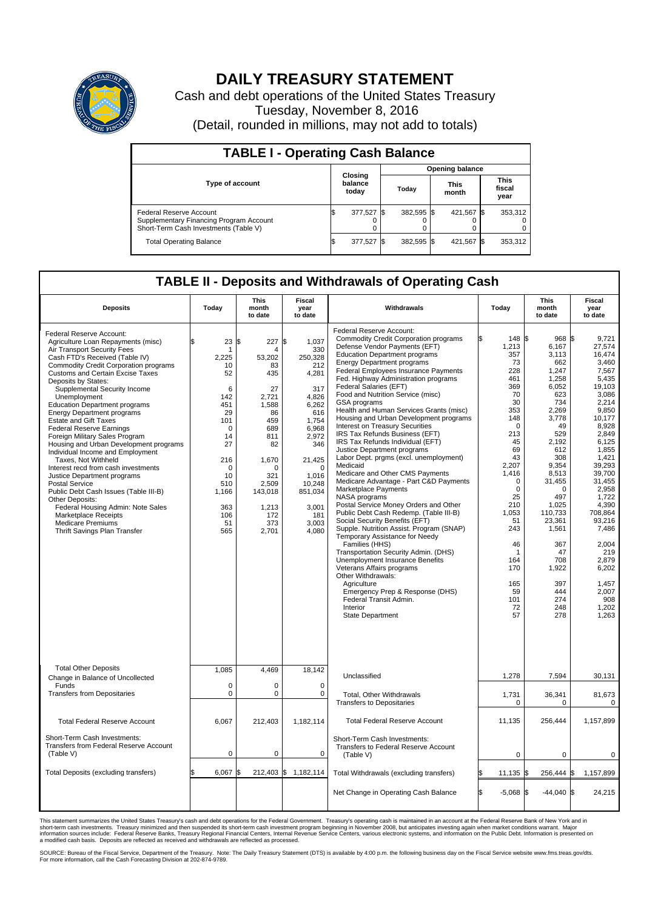# DAILY TREASURY STATEMENT

Cash and debt operations of the United States Treasury

Tuesday, November 8, 2016

(Detail, rounded in millions, may not add to totals)

## TABLE I - Operating Cash Balance

| Type of account | Closing balance today | Opening balance Today | Opening balance This month | Opening balance This fiscal year |
|---|---|---|---|---|
| Federal Reserve Account | $ 377,527 | $ 382,595 | $ 421,567 | $ 353,312 |
| Supplementary Financing Program Account | 0 | 0 | 0 | 0 |
| Short-Term Cash Investments (Table V) | 0 | 0 | 0 | 0 |
| Total Operating Balance | $ 377,527 | $ 382,595 | $ 421,567 | $ 353,312 |

## TABLE II - Deposits and Withdrawals of Operating Cash

| Deposits | Today | This month to date | Fiscal year to date | Withdrawals | Today | This month to date | Fiscal year to date |
|---|---|---|---|---|---|---|---|
| Federal Reserve Account: | | | | Federal Reserve Account: | | | |
| Agriculture Loan Repayments (misc) | $ 23 | $ 227 | $ 1,037 | Commodity Credit Corporation programs | $ 148 | $ 968 | $ 9,721 |
| Air Transport Security Fees | 1 | 4 | 330 | Defense Vendor Payments (EFT) | 1,213 | 6,167 | 27,574 |
| Cash FTD's Received (Table IV) | 2,225 | 53,202 | 250,328 | Education Department programs | 357 | 3,113 | 16,474 |
| Commodity Credit Corporation programs | 10 | 83 | 212 | Energy Department programs | 73 | 662 | 3,460 |
| Customs and Certain Excise Taxes | 52 | 435 | 4,281 | Federal Employees Insurance Payments | 228 | 1,247 | 7,567 |
| Deposits by States: | | | | Fed. Highway Administration programs | 461 | 1,258 | 5,435 |
| Supplemental Security Income | 6 | 27 | 317 | Federal Salaries (EFT) | 369 | 6,052 | 19,103 |
| Unemployment | 142 | 2,721 | 4,826 | Food and Nutrition Service (misc) | 70 | 623 | 3,086 |
| Education Department programs | 451 | 1,588 | 6,262 | GSA programs | 30 | 734 | 2,214 |
| Energy Department programs | 29 | 86 | 616 | Health and Human Services Grants (misc) | 353 | 2,269 | 9,850 |
| Estate and Gift Taxes | 101 | 459 | 1,754 | Housing and Urban Development programs | 148 | 3,778 | 10,177 |
| Federal Reserve Earnings | 0 | 689 | 6,968 | Interest on Treasury Securities | 0 | 49 | 8,928 |
| Foreign Military Sales Program | 14 | 811 | 2,972 | IRS Tax Refunds Business (EFT) | 213 | 529 | 2,849 |
| Housing and Urban Development programs | 27 | 82 | 346 | IRS Tax Refunds Individual (EFT) | 45 | 2,192 | 6,125 |
| Individual Income and Employment Taxes, Not Withheld | 216 | 1,670 | 21,425 | Justice Department programs | 69 | 612 | 1,855 |
| Interest recd from cash investments | 0 | 0 | 0 | Labor Dept. prgms (excl. unemployment) | 43 | 308 | 1,421 |
| Justice Department programs | 10 | 321 | 1,016 | Medicaid | 2,207 | 9,354 | 39,293 |
| Postal Service | 510 | 2,509 | 10,248 | Medicare and Other CMS Payments | 1,416 | 8,513 | 39,700 |
| Public Debt Cash Issues (Table III-B) | 1,166 | 143,018 | 851,034 | Medicare Advantage - Part C&D Payments | 0 | 31,455 | 31,455 |
| Other Deposits: | | | | Marketplace Payments | 0 | 0 | 2,958 |
| Federal Housing Admin: Note Sales | 363 | 1,213 | 3,001 | NASA programs | 25 | 497 | 1,722 |
| Marketplace Receipts | 106 | 172 | 181 | Postal Service Money Orders and Other | 210 | 1,025 | 4,390 |
| Medicare Premiums | 51 | 373 | 3,003 | Public Debt Cash Redemp. (Table III-B) | 1,053 | 110,733 | 708,864 |
| Thrift Savings Plan Transfer | 565 | 2,701 | 4,080 | Social Security Benefits (EFT) | 51 | 23,361 | 93,216 |
| | | | | Supple. Nutrition Assist. Program (SNAP) | 243 | 1,561 | 7,486 |
| | | | | Temporary Assistance for Needy Families (HHS) | 46 | 367 | 2,004 |
| | | | | Transportation Security Admin. (DHS) | 1 | 47 | 219 |
| | | | | Unemployment Insurance Benefits | 164 | 708 | 2,879 |
| | | | | Veterans Affairs programs | 170 | 1,922 | 6,202 |
| | | | | Other Withdrawals: | | | |
| | | | | Agriculture | 165 | 397 | 1,457 |
| | | | | Emergency Prep & Response (DHS) | 59 | 444 | 2,007 |
| | | | | Federal Transit Admin. | 101 | 274 | 908 |
| | | | | Interior | 72 | 248 | 1,202 |
| | | | | State Department | 57 | 278 | 1,263 |
| Total Other Deposits | 1,085 | 4,469 | 18,142 | Unclassified | 1,278 | 7,594 | 30,131 |
| Change in Balance of Uncollected Funds | 0 | 0 | 0 | | | | |
| Transfers from Depositaries | 0 | 0 | 0 | Total, Other Withdrawals | 1,731 | 36,341 | 81,673 |
| | | | | Transfers to Depositaries | 0 | 0 | 0 |
| Total Federal Reserve Account | 6,067 | 212,403 | 1,182,114 | Total Federal Reserve Account | 11,135 | 256,444 | 1,157,899 |
| Short-Term Cash Investments: Transfers from Federal Reserve Account (Table V) | 0 | 0 | 0 | Short-Term Cash Investments: Transfers to Federal Reserve Account (Table V) | 0 | 0 | 0 |
| Total Deposits (excluding transfers) | $ 6,067 | $ 212,403 | $ 1,182,114 | Total Withdrawals (excluding transfers) | $ 11,135 | $ 256,444 | $ 1,157,899 |
| | | | | Net Change in Operating Cash Balance | $ -5,068 | $ -44,040 | $ 24,215 |

This statement summarizes the United States Treasury's cash and debt operations for the Federal Government. Treasury's operating cash is maintained in an account at the Federal Reserve Bank of New York and in short-term cash investments. Treasury minimized and then suspended its short-term cash investment program beginning in November 2008, but anticipates investing again when market conditions warrant. Major information sources include: Federal Reserve Banks, Treasury Regional Financial Centers, Internal Revenue Service Centers, various electronic systems, and information on the Public Debt. Information is presented on a modified cash basis. Deposits are reflected as received and withdrawals are reflected as processed.

SOURCE: Bureau of the Fiscal Service, Department of the Treasury. Note: The Daily Treasury Statement (DTS) is available by 4:00 p.m. the following business day on the Fiscal Service website www.fms.treas.gov/dts. For more information, call the Cash Forecasting Division at 202-874-9789.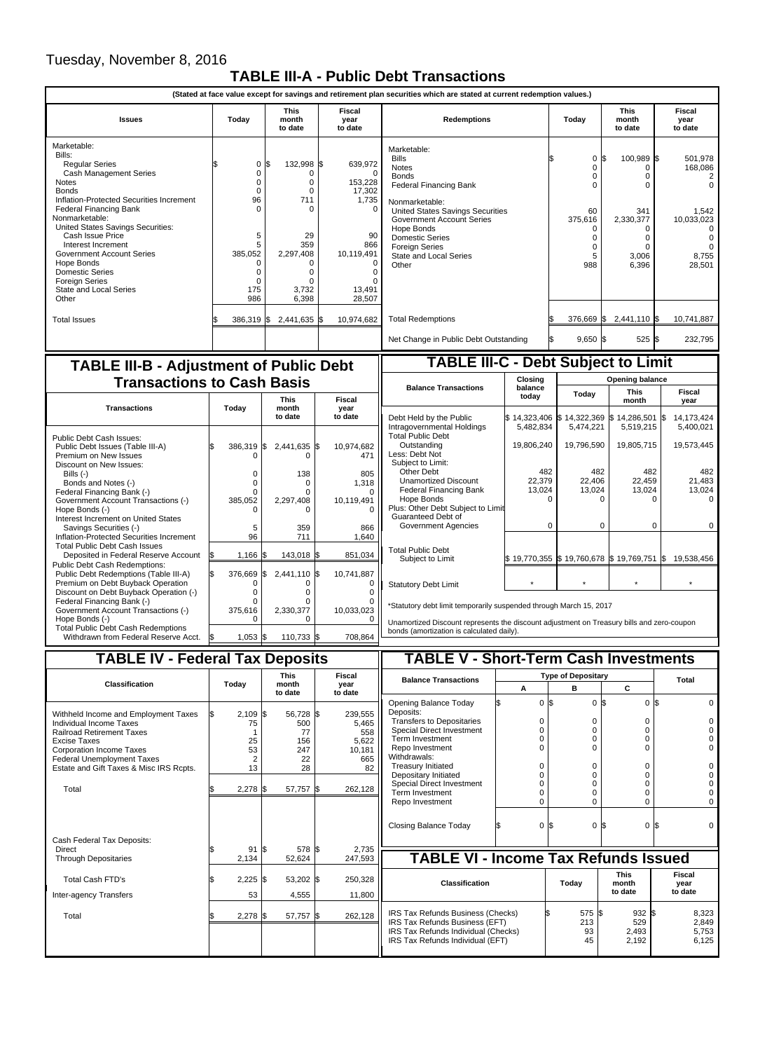Tuesday, November 8, 2016

# TABLE III-A - Public Debt Transactions

(Stated at face value except for savings and retirement plan securities which are stated at current redemption values.)

| Issues | Today | This month to date | Fiscal year to date |
|---|---|---|---|
| Marketable: | | | |
| Bills: | | | |
| Regular Series | $ 0 | $ 132,998 | $ 639,972 |
| Cash Management Series | 0 | 0 | 0 |
| Notes | 0 | 0 | 153,228 |
| Bonds | 0 | 0 | 17,302 |
| Inflation-Protected Securities Increment | 96 | 711 | 1,735 |
| Federal Financing Bank | 0 | 0 | 0 |
| Nonmarketable: | | | |
| United States Savings Securities: | | | |
| Cash Issue Price | 5 | 29 | 90 |
| Interest Increment | 5 | 359 | 866 |
| Government Account Series | 385,052 | 2,297,408 | 10,119,491 |
| Hope Bonds | 0 | 0 | 0 |
| Domestic Series | 0 | 0 | 0 |
| Foreign Series | 0 | 0 | 0 |
| State and Local Series | 175 | 3,732 | 13,491 |
| Other | 986 | 6,398 | 28,507 |
| Total Issues | $ 386,319 | $ 2,441,635 | $ 10,974,682 |

| Redemptions | Today | This month to date | Fiscal year to date |
|---|---|---|---|
| Marketable: | | | |
| Bills | $ 0 | $ 100,989 | $ 501,978 |
| Notes | 0 | 0 | 168,086 |
| Bonds | 0 | 0 | 2 |
| Federal Financing Bank | 0 | 0 | 0 |
| Nonmarketable: | | | |
| United States Savings Securities | 60 | 341 | 1,542 |
| Government Account Series | 375,616 | 2,330,377 | 10,033,023 |
| Hope Bonds | 0 | 0 | 0 |
| Domestic Series | 0 | 0 | 0 |
| Foreign Series | 0 | 0 | 0 |
| State and Local Series | 5 | 3,006 | 8,755 |
| Other | 988 | 6,396 | 28,501 |
| Total Redemptions | $ 376,669 | $ 2,441,110 | $ 10,741,887 |
| Net Change in Public Debt Outstanding | $ 9,650 | $ 525 | $ 232,795 |

# TABLE III-B - Adjustment of Public Debt Transactions to Cash Basis

| Transactions | Today | This month to date | Fiscal year to date |
|---|---|---|---|
| Public Debt Cash Issues: | | | |
| Public Debt Issues (Table III-A) | $ 386,319 | $ 2,441,635 | $ 10,974,682 |
| Premium on New Issues | 0 | 0 | 471 |
| Discount on New Issues: | | | |
| Bills (-) | 0 | 138 | 805 |
| Bonds and Notes (-) | 0 | 0 | 1,318 |
| Federal Financing Bank (-) | 0 | 0 | 0 |
| Government Account Transactions (-) | 385,052 | 2,297,408 | 10,119,491 |
| Hope Bonds (-) | 0 | 0 | 0 |
| Interest Increment on United States Savings Securities (-) | 5 | 359 | 866 |
| Inflation-Protected Securities Increment | 96 | 711 | 1,640 |
| Total Public Debt Cash Issues Deposited in Federal Reserve Account | $ 1,166 | $ 143,018 | $ 851,034 |
| Public Debt Cash Redemptions: | | | |
| Public Debt Redemptions (Table III-A) | $ 376,669 | $ 2,441,110 | $ 10,741,887 |
| Premium on Debt Buyback Operation | 0 | 0 | 0 |
| Discount on Debt Buyback Operation (-) | 0 | 0 | 0 |
| Federal Financing Bank (-) | 0 | 0 | 0 |
| Government Account Transactions (-) | 375,616 | 2,330,377 | 10,033,023 |
| Hope Bonds (-) | 0 | 0 | 0 |
| Total Public Debt Cash Redemptions Withdrawn from Federal Reserve Acct. | $ 1,053 | $ 110,733 | $ 708,864 |

# TABLE III-C - Debt Subject to Limit

| Balance Transactions | Closing balance today | Opening balance Today | Opening balance This month | Opening balance Fiscal year |
|---|---|---|---|---|
| Debt Held by the Public | $ 14,323,406 | $ 14,322,369 | $ 14,286,501 | $ 14,173,424 |
| Intragovernmental Holdings | 5,482,834 | 5,474,221 | 5,519,215 | 5,400,021 |
| Total Public Debt Outstanding | 19,806,240 | 19,796,590 | 19,805,715 | 19,573,445 |
| Less: Debt Not Subject to Limit: | | | | |
| Other Debt | 482 | 482 | 482 | 482 |
| Unamortized Discount | 22,379 | 22,406 | 22,459 | 21,483 |
| Federal Financing Bank | 13,024 | 13,024 | 13,024 | 13,024 |
| Hope Bonds | 0 | 0 | 0 | 0 |
| Plus: Other Debt Subject to Limit | | | | |
| Guaranteed Debt of Government Agencies | 0 | 0 | 0 | 0 |
| Total Public Debt Subject to Limit | $ 19,770,355 | $ 19,760,678 | $ 19,769,751 | $ 19,538,456 |
| Statutory Debt Limit | * | * | * | * |

*Statutory debt limit temporarily suspended through March 15, 2017

Unamortized Discount represents the discount adjustment on Treasury bills and zero-coupon bonds (amortization is calculated daily).

# TABLE IV - Federal Tax Deposits

| Classification | Today | This month to date | Fiscal year to date |
|---|---|---|---|
| Withheld Income and Employment Taxes | $ 2,109 | $ 56,728 | $ 239,555 |
| Individual Income Taxes | 75 | 500 | 5,465 |
| Railroad Retirement Taxes | 1 | 77 | 558 |
| Excise Taxes | 25 | 156 | 5,622 |
| Corporation Income Taxes | 53 | 247 | 10,181 |
| Federal Unemployment Taxes | 2 | 22 | 665 |
| Estate and Gift Taxes & Misc IRS Rcpts. | 13 | 28 | 82 |
| Total | $ 2,278 | $ 57,757 | $ 262,128 |
| Cash Federal Tax Deposits: | | | |
| Direct | $ 91 | $ 578 | $ 2,735 |
| Through Depositaries | 2,134 | 52,624 | 247,593 |
| Total Cash FTD's | $ 2,225 | $ 53,202 | $ 250,328 |
| Inter-agency Transfers | 53 | 4,555 | 11,800 |
| Total | $ 2,278 | $ 57,757 | $ 262,128 |

# TABLE V - Short-Term Cash Investments

| Balance Transactions | Type of Depositary A | B | C | Total |
|---|---|---|---|---|
| Opening Balance Today | $ 0 | $ 0 | $ 0 | $ 0 |
| Deposits: | | | | |
| Transfers to Depositaries | 0 | 0 | 0 | 0 |
| Special Direct Investment | 0 | 0 | 0 | 0 |
| Term Investment | 0 | 0 | 0 | 0 |
| Repo Investment | 0 | 0 | 0 | 0 |
| Withdrawals: | | | | |
| Treasury Initiated | 0 | 0 | 0 | 0 |
| Depositary Initiated | 0 | 0 | 0 | 0 |
| Special Direct Investment | 0 | 0 | 0 | 0 |
| Term Investment | 0 | 0 | 0 | 0 |
| Repo Investment | 0 | 0 | 0 | 0 |
| Closing Balance Today | $ 0 | $ 0 | $ 0 | $ 0 |

# TABLE VI - Income Tax Refunds Issued

| Classification | Today | This month to date | Fiscal year to date |
|---|---|---|---|
| IRS Tax Refunds Business (Checks) | $ 575 | $ 932 | $ 8,323 |
| IRS Tax Refunds Business (EFT) | 213 | 529 | 2,849 |
| IRS Tax Refunds Individual (Checks) | 93 | 2,493 | 5,753 |
| IRS Tax Refunds Individual (EFT) | 45 | 2,192 | 6,125 |